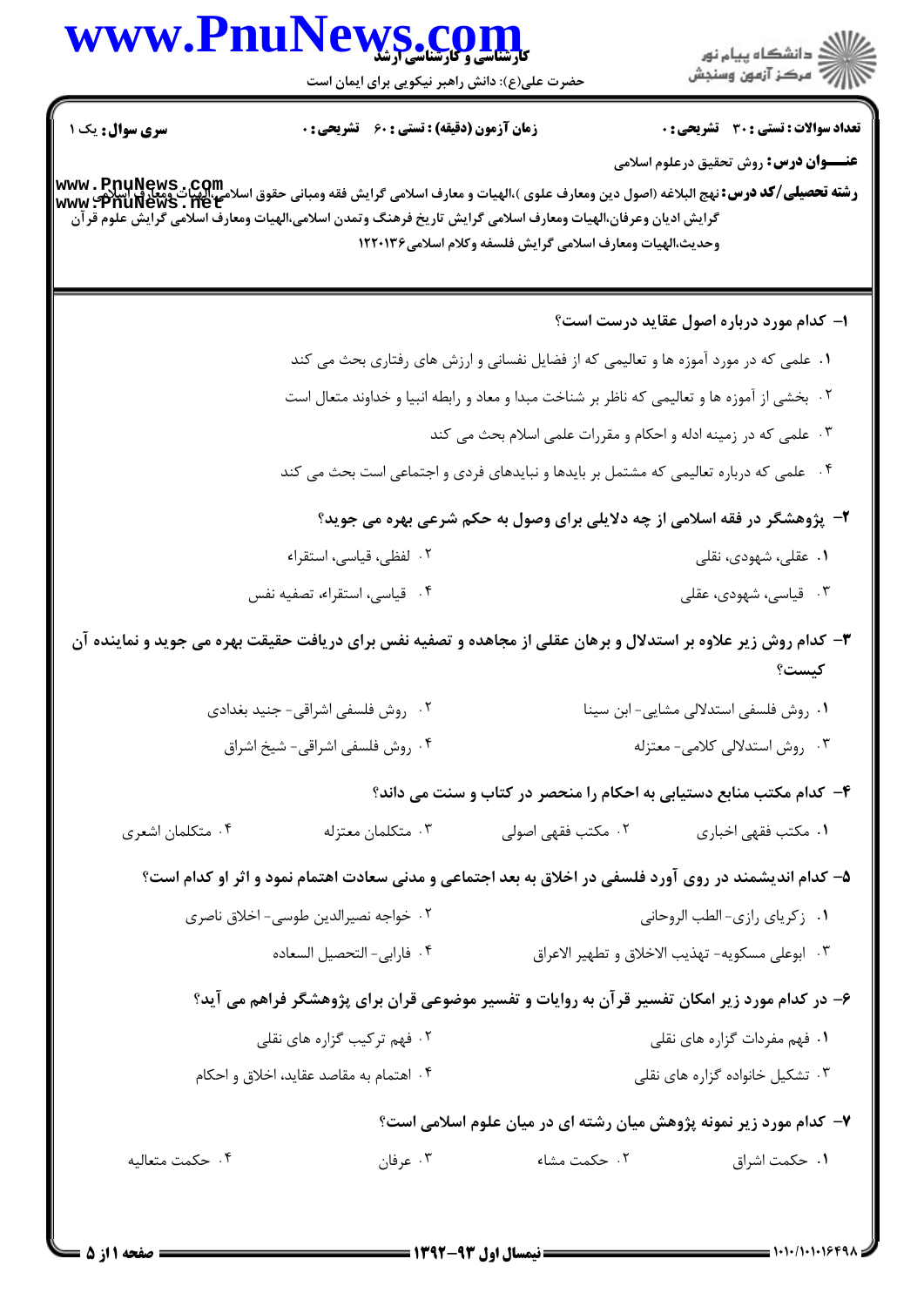**سری سوال:** یک ۱

**زمان آزمون (دقیقه) : تستی : ۶۰ تشریحی : ۰**

**تعداد سوالات : تستی : ۳۰ تشریحی : ۰**

**عنـــوان درس:** روش تحقیق درعلوم اسلامی

**رشته تحصیلی/کد درس:** نهج البلاغه (اصول دین ومعارف علوی )،الهیات و معارف اسلامی گرایش فقه ومبانی حقوق اسلامی،الهیات ومعارف اسلامی گرایش ادیان وعرفان،الهیات ومعارف اسلامی گرایش تاریخ فرهنگ وتمدن اسلامی،الهیات ومعارف اسلامی گرایش علوم قرآن وحدیث،الهیات ومعارف اسلامی گرایش فلسفه وکلام اسلامی۱۲۲۰۱۳۶

**۱- کدام مورد درباره اصول عقاید درست است؟**

۱. علمی که در مورد آموزه ها و تعالیمی که از فضایل نفسانی و ارزش های رفتاری بحث می کند

۲. بخشی از آموزه ها و تعالیمی که ناظر بر شناخت مبدا و معاد و رابطه انبیا و خداوند متعال است

۳. علمی که در زمینه ادله و احکام و مقررات علمی اسلام بحث می کند

۴. علمی که درباره تعالیمی که مشتمل بر بایدها و نبایدهای فردی و اجتماعی است بحث می کند

**۲- پژوهشگر در فقه اسلامی از چه دلایلی برای وصول به حکم شرعی بهره می جوید؟**

۱. عقلی، شهودی، نقلی

۲. لفظی، قیاسی، استقراء

۳. قیاسی، شهودی، عقلی

۴. قیاسی، استقراء، تصفیه نفس

**۳- کدام روش زیر علاوه بر استدلال و برهان عقلی از مجاهده و تصفیه نفس برای دریافت حقیقت بهره می جوید و نماینده آن کیست؟**

۱. روش فلسفی استدلالی مشایی- ابن سینا

۲. روش فلسفی اشراقی- جنید بغدادی

۳. روش استدلالی کلامی- معتزله

۴. روش فلسفی اشراقی- شیخ اشراق

**۴- کدام مکتب منابع دستیابی به احکام را منحصر در کتاب و سنت می داند؟**

۱. مکتب فقهی اخباری

۲. مکتب فقهی اصولی

۳. متکلمان معتزله

۴. متکلمان اشعری

**۵- کدام اندیشمند در روی آورد فلسفی در اخلاق به بعد اجتماعی و مدنی سعادت اهتمام نمود و اثر او کدام است؟**

۱. زکریای رازی- الطب الروحانی

۲. خواجه نصیرالدین طوسی- اخلاق ناصری

۳. ابوعلی مسکویه- تهذیب الاخلاق و تطهیر الاعراق

۴. فارابی- التحصیل السعاده

**۶- در کدام مورد زیر امکان تفسیر قرآن به روایات و تفسیر موضوعی قران برای پژوهشگر فراهم می آید؟**

۱. فهم مفردات گزاره های نقلی

۲. فهم ترکیب گزاره های نقلی

۳. تشکیل خانواده گزاره های نقلی

۴. اهتمام به مقاصد عقاید، اخلاق و احکام

**۷- کدام مورد زیر نمونه پژوهش میان رشته ای در میان علوم اسلامی است؟**

۱. حکمت اشراق

۲. حکمت مشاء

۳. عرفان

۴. حکمت متعالیه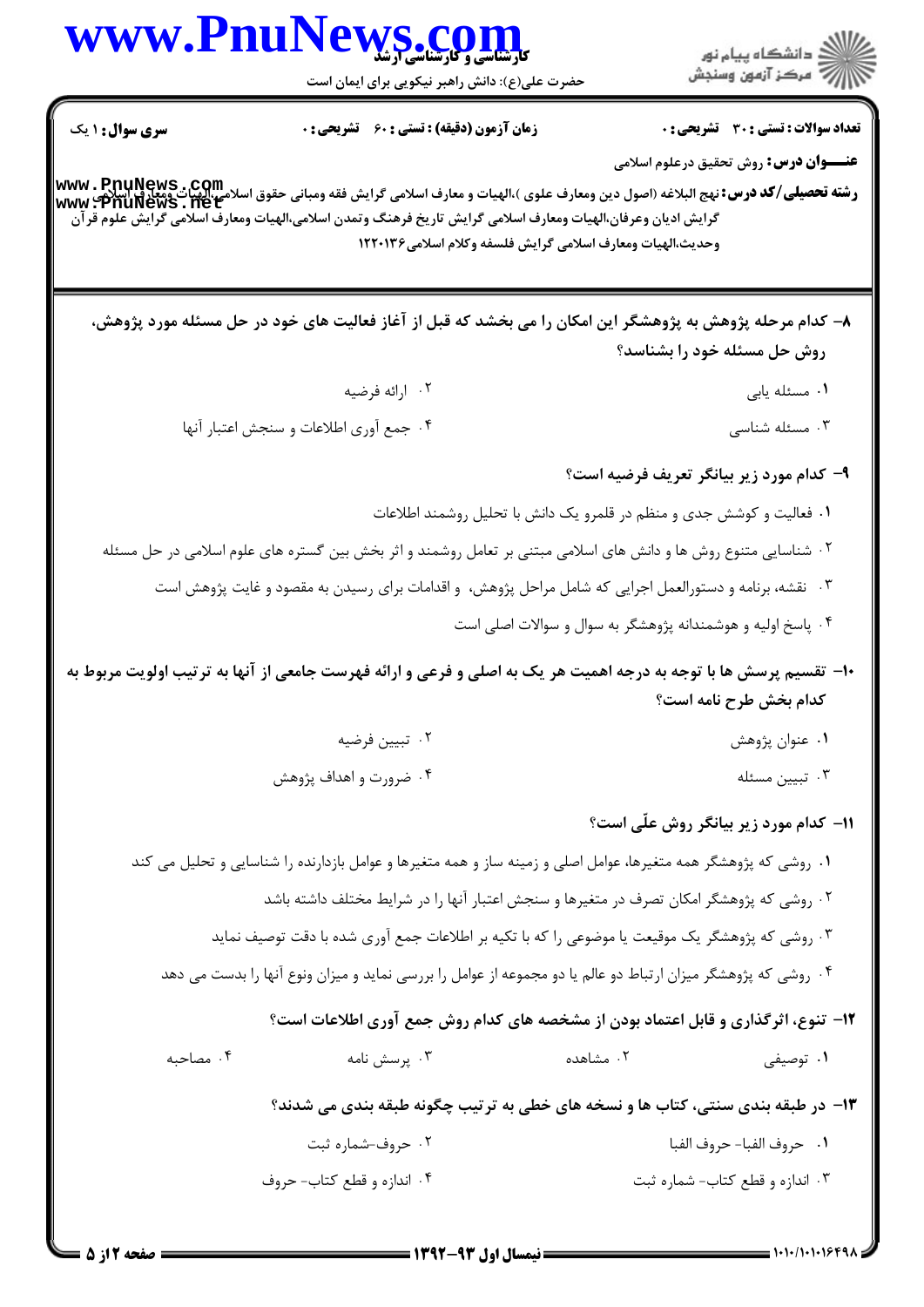**تعداد سوالات : تستی : ۳۰ تشریحی : ۰** | **زمان آزمون (دقیقه) : تستی : ۶۰ تشریحی : ۰** | **سری سوال : ۱ یک**

**عنـــوان درس:** روش تحقیق درعلوم اسلامی

**رشته تحصیلی/کد درس:** نهج البلاغه (اصول دین ومعارف علوی )،الهیات و معارف اسلامی گرایش فقه ومبانی حقوق اسلامی،الهیات ومعارف اسلامی گرایش ادیان وعرفان،الهیات ومعارف اسلامی گرایش تاریخ فرهنگ وتمدن اسلامی،الهیات ومعارف اسلامی گرایش علوم قرآن وحدیث،الهیات ومعارف اسلامی گرایش فلسفه وکلام اسلامی۱۲۲۰۱۳۶

---

**۸- کدام مرحله پژوهش به پژوهشگر این امکان را می بخشد که قبل از آغاز فعالیت های خود در حل مسئله مورد پژوهش، روش حل مسئله خود را بشناسد؟**

۱. مسئله یابی

۲. ارائه فرضیه

۳. مسئله شناسی

۴. جمع آوری اطلاعات و سنجش اعتبار آنها

**۹- کدام مورد زیر بیانگر تعریف فرضیه است؟**

۱. فعالیت و کوشش جدی و منظم در قلمرو یک دانش با تحلیل روشمند اطلاعات

۲. شناسایی متنوع روش ها و دانش های اسلامی مبتنی بر تعامل روشمند و اثر بخش بین گستره های علوم اسلامی در حل مسئله

۳. نقشه، برنامه و دستورالعمل اجرایی که شامل مراحل پژوهش، و اقدامات برای رسیدن به مقصود و غایت پژوهش است

۴. پاسخ اولیه و هوشمندانه پژوهشگر به سوال و سوالات اصلی است

**۱۰- تقسیم پرسش ها با توجه به درجه اهمیت هر یک به اصلی و فرعی و ارائه فهرست جامعی از آنها به ترتیب اولویت مربوط به کدام بخش طرح نامه است؟**

۱. عنوان پژوهش

۲. تبیین فرضیه

۳. تبیین مسئله

۴. ضرورت و اهداف پژوهش

**۱۱- کدام مورد زیر بیانگر روش علّی است؟**

۱. روشی که پژوهشگر همه متغیرها، عوامل اصلی و زمینه ساز و همه متغیرها و عوامل بازدارنده را شناسایی و تحلیل می کند

۲. روشی که پژوهشگر امکان تصرف در متغیرها و سنجش اعتبار آنها را در شرایط مختلف داشته باشد

۳. روشی که پژوهشگر یک موقعیت یا موضوعی را که با تکیه بر اطلاعات جمع آوری شده با دقت توصیف نماید

۴. روشی که پژوهشگر میزان ارتباط دو عالم یا دو مجموعه از عوامل را بررسی نماید و میزان ونوع آنها را بدست می دهد

**۱۲- تنوع، اثرگذاری و قابل اعتماد بودن از مشخصه های کدام روش جمع آوری اطلاعات است؟**

۱. توصیفی

۲. مشاهده

۳. پرسش نامه

۴. مصاحبه

**۱۳- در طبقه بندی سنتی، کتاب ها و نسخه های خطی به ترتیب چگونه طبقه بندی می شدند؟**

۱. حروف الفبا- حروف الفبا

۲. حروف-شماره ثبت

۳. اندازه و قطع کتاب- شماره ثبت

۴. اندازه و قطع کتاب- حروف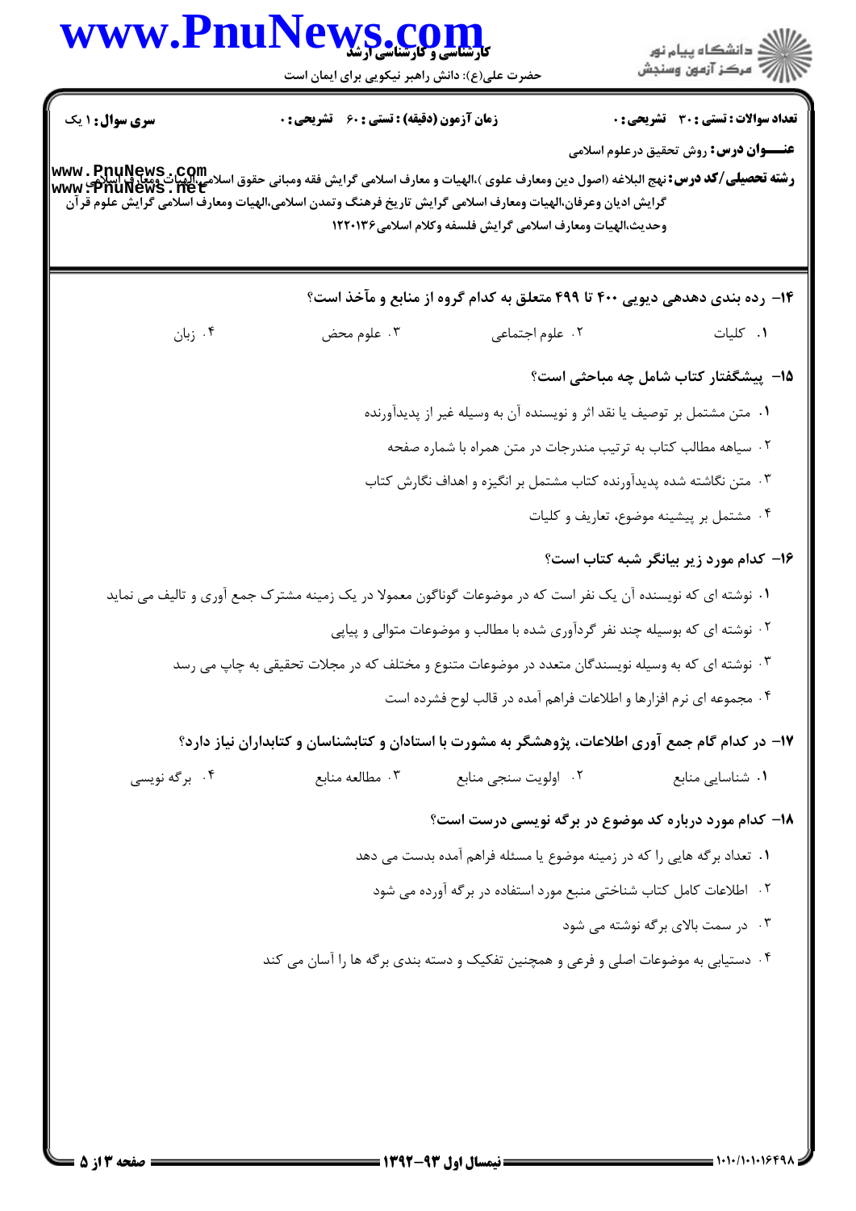**تعداد سوالات : تستی : ۳۰ تشریحی : ۰** | **زمان آزمون (دقیقه) : تستی : ۶۰ تشریحی : ۰** | **سری سوال : ۱ یک**

**عنـــوان درس:** روش تحقیق درعلوم اسلامی

**رشته تحصیلی/کد درس:** نهج البلاغه (اصول دین ومعارف علوی )،الهیات و معارف اسلامی گرایش فقه ومبانی حقوق اسلامی،الهیات ومعارف اسلامی گرایش ادیان وعرفان،الهیات ومعارف اسلامی گرایش تاریخ فرهنگ وتمدن اسلامی،الهیات ومعارف اسلامی گرایش علوم قرآن وحدیث،الهیات ومعارف اسلامی گرایش فلسفه وکلام اسلامی۱۲۲۰۱۳۶

**۱۴- رده بندی دهدهی دیویی ۴۰۰ تا ۴۹۹ متعلق به کدام گروه از منابع و مآخذ است؟**

۱. کلیات

۲. علوم اجتماعی

۳. علوم محض

۴. زبان

**۱۵- پیشگفتار کتاب شامل چه مباحثی است؟**

۱. متن مشتمل بر توصیف یا نقد اثر و نویسنده آن به وسیله غیر از پدیدآورنده

۲. سیاهه مطالب کتاب به ترتیب مندرجات در متن همراه با شماره صفحه

۳. متن نگاشته شده پدیدآورنده کتاب مشتمل بر انگیزه و اهداف نگارش کتاب

۴. مشتمل بر پیشینه موضوع، تعاریف و کلیات

**۱۶- کدام مورد زیر بیانگر شبه کتاب است؟**

۱. نوشته ای که نویسنده آن یک نفر است که در موضوعات گوناگون معمولا در یک زمینه مشترک جمع آوری و تالیف می نماید

۲. نوشته ای که بوسیله چند نفر گردآوری شده با مطالب و موضوعات متوالی و پیاپی

۳. نوشته ای که به وسیله نویسندگان متعدد در موضوعات متنوع و مختلف که در مجلات تحقیقی به چاپ می رسد

۴. مجموعه ای نرم افزارها و اطلاعات فراهم آمده در قالب لوح فشرده است

**۱۷- در کدام گام جمع آوری اطلاعات، پژوهشگر به مشورت با استادان و کتابشناسان و کتابداران نیاز دارد؟**

۱. شناسایی منابع

۲. اولویت سنجی منابع

۳. مطالعه منابع

۴. برگه نویسی

**۱۸- کدام مورد درباره کد موضوع در برگه نویسی درست است؟**

۱. تعداد برگه هایی را که در زمینه موضوع یا مسئله فراهم آمده بدست می دهد

۲. اطلاعات کامل کتاب شناختی منبع مورد استفاده در برگه آورده می شود

۳. در سمت بالای برگه نوشته می شود

۴. دستیابی به موضوعات اصلی و فرعی و همچنین تفکیک و دسته بندی برگه ها را آسان می کند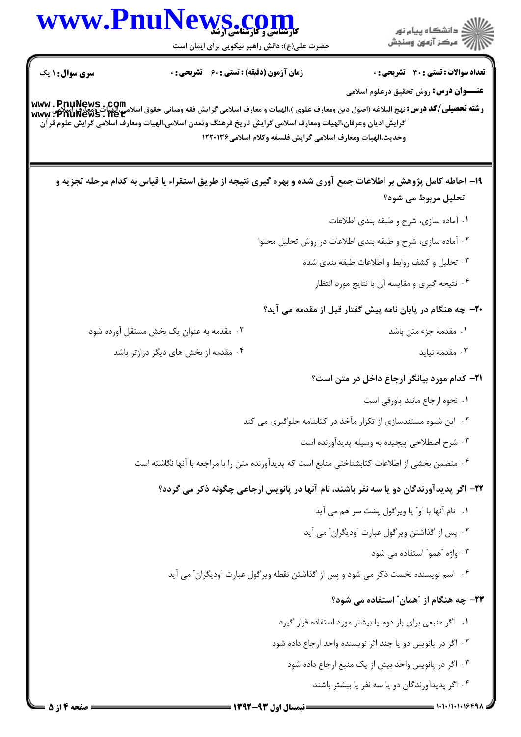**تعداد سوالات : تستی : ۳۰ تشریحی : ۰** | **زمان آزمون (دقیقه) : تستی : ۶۰ تشریحی : ۰** | **سری سوال : ۱ یک**

**عنـــوان درس:** روش تحقیق درعلوم اسلامی

**رشته تحصیلی/کد درس:** نهج البلاغه (اصول دین ومعارف علوی )،الهیات و معارف اسلامی گرایش فقه ومبانی حقوق اسلامی،الهیات ومعارف اسلامی گرایش ادیان وعرفان،الهیات ومعارف اسلامی گرایش تاریخ فرهنگ وتمدن اسلامی،الهیات ومعارف اسلامی گرایش علوم قرآن وحدیث،الهیات ومعارف اسلامی گرایش فلسفه وکلام اسلامی۱۲۲۰۱۳۶

**۱۹- احاطه کامل پژوهش بر اطلاعات جمع آوری شده و بهره گیری نتیجه از طریق استقراء یا قیاس به کدام مرحله تجزیه و تحلیل مربوط می شود؟**

۱. آماده سازی، شرح و طبقه بندی اطلاعات

۲. آماده سازی، شرح و طبقه بندی اطلاعات در روش تحلیل محتوا

۳. تحلیل و کشف روابط و اطلاعات طبقه بندی شده

۴. نتیجه گیری و مقایسه آن با نتایج مورد انتظار

**۲۰- چه هنگام در پایان نامه پیش گفتار قبل از مقدمه می آید؟**

۱. مقدمه جزء متن باشد

۲. مقدمه به عنوان یک بخش مستقل آورده شود

۳. مقدمه نیاید

۴. مقدمه از بخش های دیگر درازتر باشد

**۲۱- کدام مورد بیانگر ارجاع داخل در متن است؟**

۱. نحوه ارجاع مانند پاورقی است

۲. این شیوه مستندسازی از تکرار مآخذ در کتابنامه جلوگیری می کند

۳. شرح اصطلاحی پیچیده به وسیله پدیدآورنده است

۴. متضمن بخشی از اطلاعات کتابشناختی منابع است که پدیدآورنده متن را با مراجعه با آنها نگاشته است

**۲۲- اگر پدیدآورندگان دو یا سه نفر باشند، نام آنها در پانویس ارجاعی چگونه ذکر می گردد؟**

۱. نام آنها با "و" یا ویرگول پشت سر هم می آید

۲. پس از گذاشتن ویرگول عبارت "ودیگران" می آید

۳. واژه "همو" استفاده می شود

۴. اسم نویسنده نخست ذکر می شود و پس از گذاشتن نقطه ویرگول عبارت "ودیگران" می آید

**۲۳- چه هنگام از "همان" استفاده می شود؟**

۱. اگر منبعی برای بار دوم یا بیشتر مورد استفاده قرار گیرد

۲. اگر در پانویس دو یا چند اثر نویسنده واحد ارجاع داده شود

۳. اگر در پانویس واحد بیش از یک منبع ارجاع داده شود

۴. اگر پدیدآورندگان دو یا سه نفر یا بیشتر باشند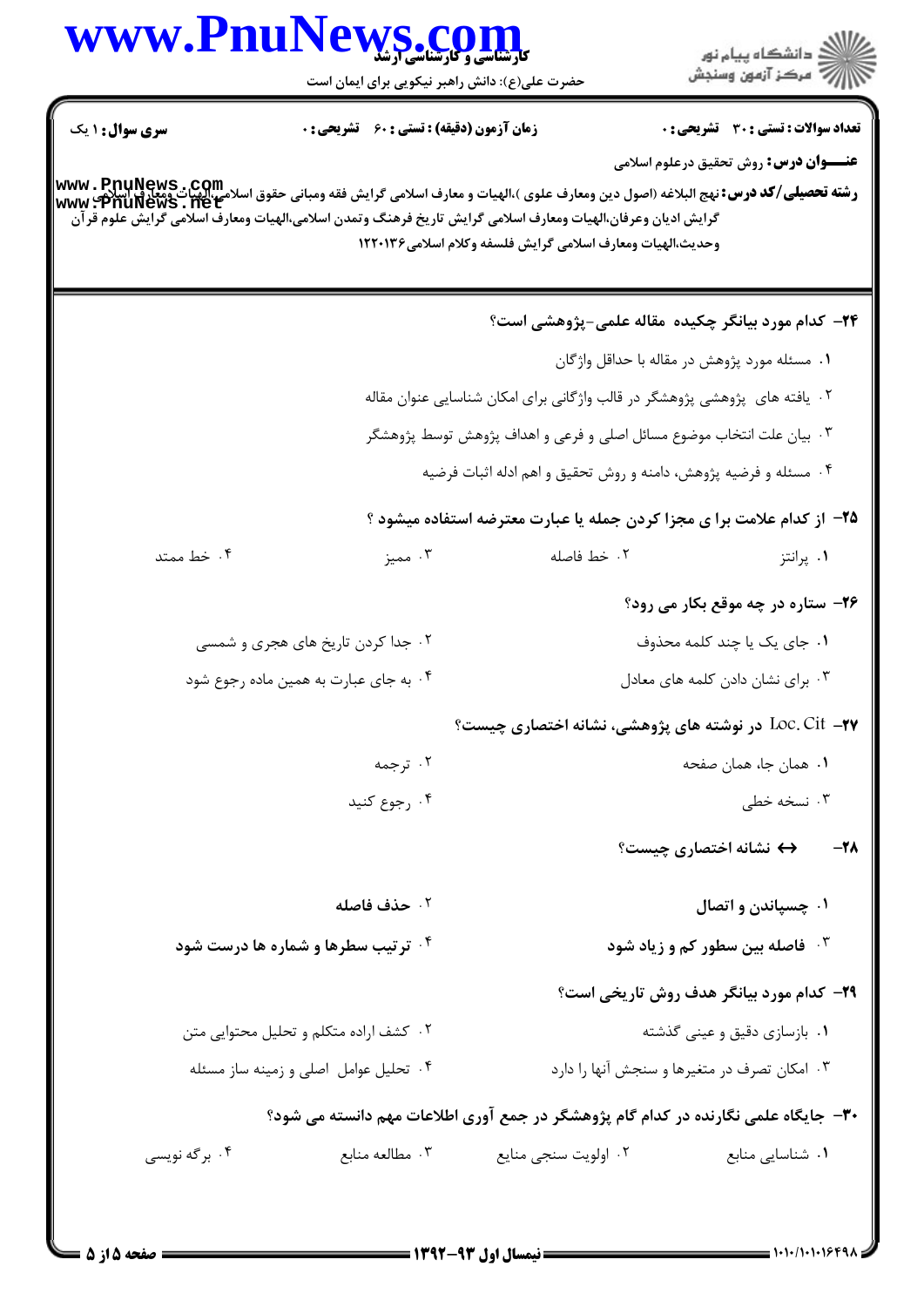**۲۴- کدام مورد بیانگر چکیده مقاله علمی-پژوهشی است؟**

۱. مسئله مورد پژوهش در مقاله با حداقل واژگان

۲. یافته های پژوهشی پژوهشگر در قالب واژگانی برای امکان شناسایی عنوان مقاله

۳. بیان علت انتخاب موضوع مسائل اصلی و فرعی و اهداف پژوهش توسط پژوهشگر

۴. مسئله و فرضیه پژوهش، دامنه و روش تحقیق و اهم ادله اثبات فرضیه

**۲۵- از کدام علامت برا ی مجزا کردن جمله یا عبارت معترضه استفاده میشود ؟**

۱. پرانتز

۲. خط فاصله

۳. ممیز

۴. خط ممتد

**۲۶- ستاره در چه موقع بکار می رود؟**

۱. جای یک یا چند کلمه محذوف

۲. جدا کردن تاریخ های هجری و شمسی

۳. برای نشان دادن کلمه های معادل

۴. به جای عبارت به همین ماده رجوع شود

**۲۷- Loc. Cit در نوشته های پژوهشی، نشانه اختصاری چیست؟**

۱. همان جا، همان صفحه

۲. ترجمه

۳. نسخه خطی

۴. رجوع کنید

**۲۸- ↔ نشانه اختصاری چیست؟**

۱. چسپاندن و اتصال

۲. حذف فاصله

۳. فاصله بین سطور کم و زیاد شود

۴. ترتیب سطرها و شماره ها درست شود

**۲۹- کدام مورد بیانگر هدف روش تاریخی است؟**

۱. بازسازی دقیق و عینی گذشته

۲. کشف اراده متکلم و تحلیل محتوایی متن

۳. امکان تصرف در متغیرها و سنجش آنها را دارد

۴. تحلیل عوامل اصلی و زمینه ساز مسئله

**۳۰- جایگاه علمی نگارنده در کدام گام پژوهشگر در جمع آوری اطلاعات مهم دانسته می شود؟**

۱. شناسایی منابع

۲. اولویت سنجی منابع

۳. مطالعه منابع

۴. برگه نویسی